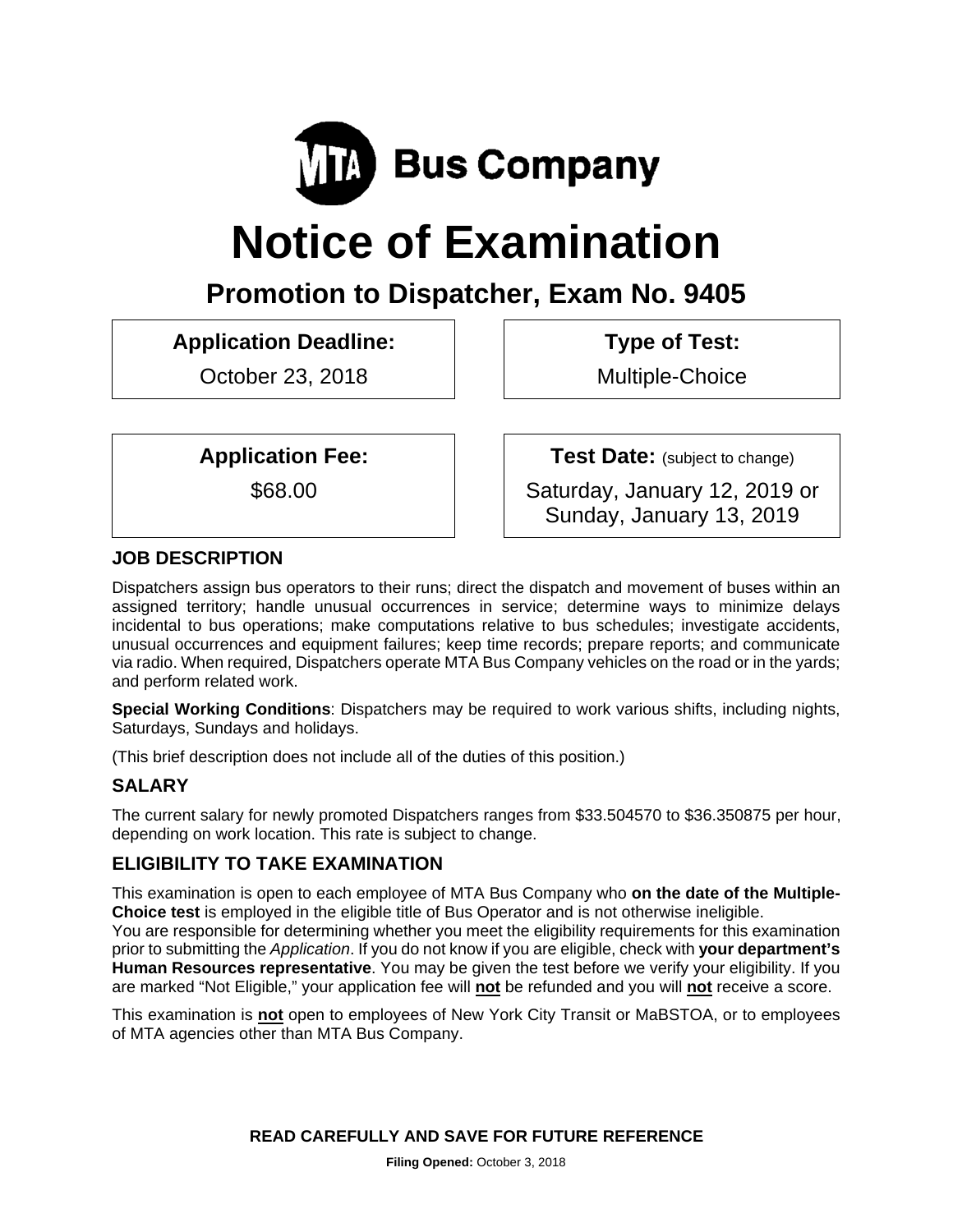MTA Bus Company

# Notice of Examination

## Promotion to Dispatcher, Exam No. 9405

**Application Deadline:**
October 23, 2018

**Type of Test:**
Multiple-Choice

**Application Fee:**
$68.00

**Test Date:** (subject to change)
Saturday, January 12, 2019 or Sunday, January 13, 2019

### JOB DESCRIPTION

Dispatchers assign bus operators to their runs; direct the dispatch and movement of buses within an assigned territory; handle unusual occurrences in service; determine ways to minimize delays incidental to bus operations; make computations relative to bus schedules; investigate accidents, unusual occurrences and equipment failures; keep time records; prepare reports; and communicate via radio. When required, Dispatchers operate MTA Bus Company vehicles on the road or in the yards; and perform related work.

**Special Working Conditions**: Dispatchers may be required to work various shifts, including nights, Saturdays, Sundays and holidays.

(This brief description does not include all of the duties of this position.)

### SALARY

The current salary for newly promoted Dispatchers ranges from $33.504570 to $36.350875 per hour, depending on work location. This rate is subject to change.

### ELIGIBILITY TO TAKE EXAMINATION

This examination is open to each employee of MTA Bus Company who **on the date of the Multiple-Choice test** is employed in the eligible title of Bus Operator and is not otherwise ineligible.
You are responsible for determining whether you meet the eligibility requirements for this examination prior to submitting the *Application*. If you do not know if you are eligible, check with **your department's Human Resources representative**. You may be given the test before we verify your eligibility. If you are marked "Not Eligible," your application fee will **not** be refunded and you will **not** receive a score.

This examination is **not** open to employees of New York City Transit or MaBSTOA, or to employees of MTA agencies other than MTA Bus Company.

**READ CAREFULLY AND SAVE FOR FUTURE REFERENCE**

**Filing Opened:** October 3, 2018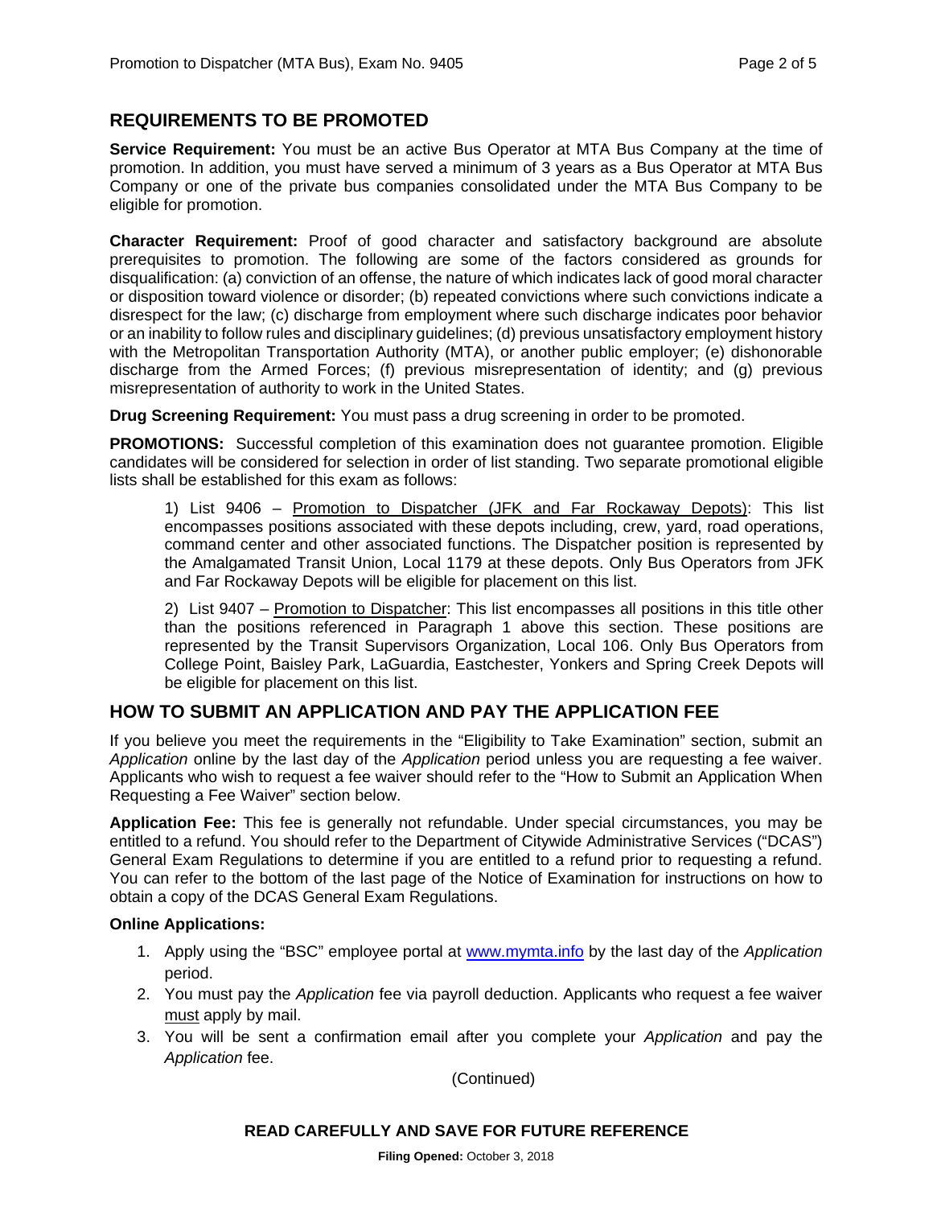## REQUIREMENTS TO BE PROMOTED

**Service Requirement:** You must be an active Bus Operator at MTA Bus Company at the time of promotion. In addition, you must have served a minimum of 3 years as a Bus Operator at MTA Bus Company or one of the private bus companies consolidated under the MTA Bus Company to be eligible for promotion.

**Character Requirement:** Proof of good character and satisfactory background are absolute prerequisites to promotion. The following are some of the factors considered as grounds for disqualification: (a) conviction of an offense, the nature of which indicates lack of good moral character or disposition toward violence or disorder; (b) repeated convictions where such convictions indicate a disrespect for the law; (c) discharge from employment where such discharge indicates poor behavior or an inability to follow rules and disciplinary guidelines; (d) previous unsatisfactory employment history with the Metropolitan Transportation Authority (MTA), or another public employer; (e) dishonorable discharge from the Armed Forces; (f) previous misrepresentation of identity; and (g) previous misrepresentation of authority to work in the United States.

**Drug Screening Requirement:** You must pass a drug screening in order to be promoted.

**PROMOTIONS:** Successful completion of this examination does not guarantee promotion. Eligible candidates will be considered for selection in order of list standing. Two separate promotional eligible lists shall be established for this exam as follows:

1) List 9406 – Promotion to Dispatcher (JFK and Far Rockaway Depots): This list encompasses positions associated with these depots including, crew, yard, road operations, command center and other associated functions. The Dispatcher position is represented by the Amalgamated Transit Union, Local 1179 at these depots. Only Bus Operators from JFK and Far Rockaway Depots will be eligible for placement on this list.

2) List 9407 – Promotion to Dispatcher: This list encompasses all positions in this title other than the positions referenced in Paragraph 1 above this section. These positions are represented by the Transit Supervisors Organization, Local 106. Only Bus Operators from College Point, Baisley Park, LaGuardia, Eastchester, Yonkers and Spring Creek Depots will be eligible for placement on this list.

## HOW TO SUBMIT AN APPLICATION AND PAY THE APPLICATION FEE

If you believe you meet the requirements in the "Eligibility to Take Examination" section, submit an *Application* online by the last day of the *Application* period unless you are requesting a fee waiver. Applicants who wish to request a fee waiver should refer to the "How to Submit an Application When Requesting a Fee Waiver" section below.

**Application Fee:** This fee is generally not refundable. Under special circumstances, you may be entitled to a refund. You should refer to the Department of Citywide Administrative Services ("DCAS") General Exam Regulations to determine if you are entitled to a refund prior to requesting a refund. You can refer to the bottom of the last page of the Notice of Examination for instructions on how to obtain a copy of the DCAS General Exam Regulations.

**Online Applications:**

1. Apply using the "BSC" employee portal at www.mymta.info by the last day of the *Application* period.
2. You must pay the *Application* fee via payroll deduction. Applicants who request a fee waiver must apply by mail.
3. You will be sent a confirmation email after you complete your *Application* and pay the *Application* fee.

(Continued)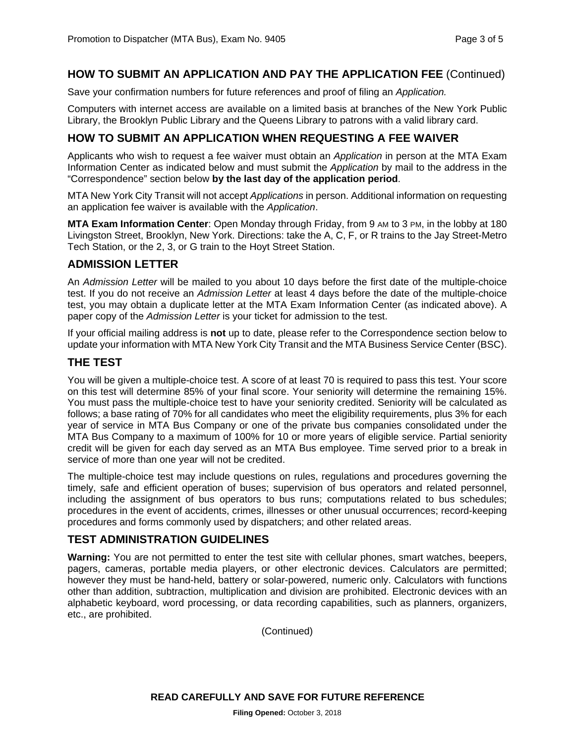## HOW TO SUBMIT AN APPLICATION AND PAY THE APPLICATION FEE (Continued)

Save your confirmation numbers for future references and proof of filing an *Application.*

Computers with internet access are available on a limited basis at branches of the New York Public Library, the Brooklyn Public Library and the Queens Library to patrons with a valid library card.

## HOW TO SUBMIT AN APPLICATION WHEN REQUESTING A FEE WAIVER

Applicants who wish to request a fee waiver must obtain an *Application* in person at the MTA Exam Information Center as indicated below and must submit the *Application* by mail to the address in the "Correspondence" section below **by the last day of the application period**.

MTA New York City Transit will not accept *Applications* in person. Additional information on requesting an application fee waiver is available with the *Application*.

**MTA Exam Information Center**: Open Monday through Friday, from 9 AM to 3 PM, in the lobby at 180 Livingston Street, Brooklyn, New York. Directions: take the A, C, F, or R trains to the Jay Street-Metro Tech Station, or the 2, 3, or G train to the Hoyt Street Station.

## ADMISSION LETTER

An *Admission Letter* will be mailed to you about 10 days before the first date of the multiple-choice test. If you do not receive an *Admission Letter* at least 4 days before the date of the multiple-choice test, you may obtain a duplicate letter at the MTA Exam Information Center (as indicated above). A paper copy of the *Admission Letter* is your ticket for admission to the test.

If your official mailing address is **not** up to date, please refer to the Correspondence section below to update your information with MTA New York City Transit and the MTA Business Service Center (BSC).

## THE TEST

You will be given a multiple-choice test. A score of at least 70 is required to pass this test. Your score on this test will determine 85% of your final score. Your seniority will determine the remaining 15%. You must pass the multiple-choice test to have your seniority credited. Seniority will be calculated as follows; a base rating of 70% for all candidates who meet the eligibility requirements, plus 3% for each year of service in MTA Bus Company or one of the private bus companies consolidated under the MTA Bus Company to a maximum of 100% for 10 or more years of eligible service. Partial seniority credit will be given for each day served as an MTA Bus employee. Time served prior to a break in service of more than one year will not be credited.

The multiple-choice test may include questions on rules, regulations and procedures governing the timely, safe and efficient operation of buses; supervision of bus operators and related personnel, including the assignment of bus operators to bus runs; computations related to bus schedules; procedures in the event of accidents, crimes, illnesses or other unusual occurrences; record-keeping procedures and forms commonly used by dispatchers; and other related areas.

## TEST ADMINISTRATION GUIDELINES

**Warning:** You are not permitted to enter the test site with cellular phones, smart watches, beepers, pagers, cameras, portable media players, or other electronic devices. Calculators are permitted; however they must be hand-held, battery or solar-powered, numeric only. Calculators with functions other than addition, subtraction, multiplication and division are prohibited. Electronic devices with an alphabetic keyboard, word processing, or data recording capabilities, such as planners, organizers, etc., are prohibited.

(Continued)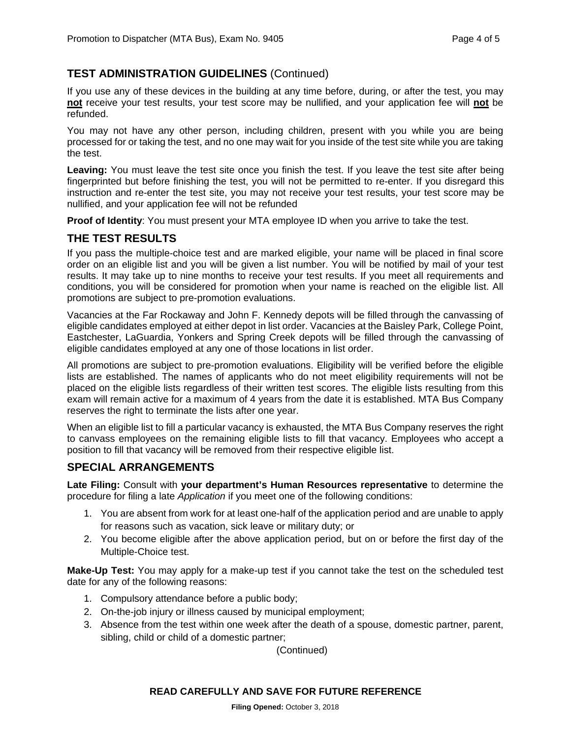## TEST ADMINISTRATION GUIDELINES (Continued)

If you use any of these devices in the building at any time before, during, or after the test, you may **not** receive your test results, your test score may be nullified, and your application fee will **not** be refunded.

You may not have any other person, including children, present with you while you are being processed for or taking the test, and no one may wait for you inside of the test site while you are taking the test.

**Leaving:** You must leave the test site once you finish the test. If you leave the test site after being fingerprinted but before finishing the test, you will not be permitted to re-enter. If you disregard this instruction and re-enter the test site, you may not receive your test results, your test score may be nullified, and your application fee will not be refunded

**Proof of Identity**: You must present your MTA employee ID when you arrive to take the test.

## THE TEST RESULTS

If you pass the multiple-choice test and are marked eligible, your name will be placed in final score order on an eligible list and you will be given a list number. You will be notified by mail of your test results. It may take up to nine months to receive your test results. If you meet all requirements and conditions, you will be considered for promotion when your name is reached on the eligible list. All promotions are subject to pre-promotion evaluations.

Vacancies at the Far Rockaway and John F. Kennedy depots will be filled through the canvassing of eligible candidates employed at either depot in list order. Vacancies at the Baisley Park, College Point, Eastchester, LaGuardia, Yonkers and Spring Creek depots will be filled through the canvassing of eligible candidates employed at any one of those locations in list order.

All promotions are subject to pre-promotion evaluations. Eligibility will be verified before the eligible lists are established. The names of applicants who do not meet eligibility requirements will not be placed on the eligible lists regardless of their written test scores. The eligible lists resulting from this exam will remain active for a maximum of 4 years from the date it is established. MTA Bus Company reserves the right to terminate the lists after one year.

When an eligible list to fill a particular vacancy is exhausted, the MTA Bus Company reserves the right to canvass employees on the remaining eligible lists to fill that vacancy. Employees who accept a position to fill that vacancy will be removed from their respective eligible list.

## SPECIAL ARRANGEMENTS

**Late Filing:** Consult with **your department's Human Resources representative** to determine the procedure for filing a late *Application* if you meet one of the following conditions:

1. You are absent from work for at least one-half of the application period and are unable to apply for reasons such as vacation, sick leave or military duty; or
2. You become eligible after the above application period, but on or before the first day of the Multiple-Choice test.

**Make-Up Test:** You may apply for a make-up test if you cannot take the test on the scheduled test date for any of the following reasons:

1. Compulsory attendance before a public body;
2. On-the-job injury or illness caused by municipal employment;
3. Absence from the test within one week after the death of a spouse, domestic partner, parent, sibling, child or child of a domestic partner;

(Continued)

**READ CAREFULLY AND SAVE FOR FUTURE REFERENCE**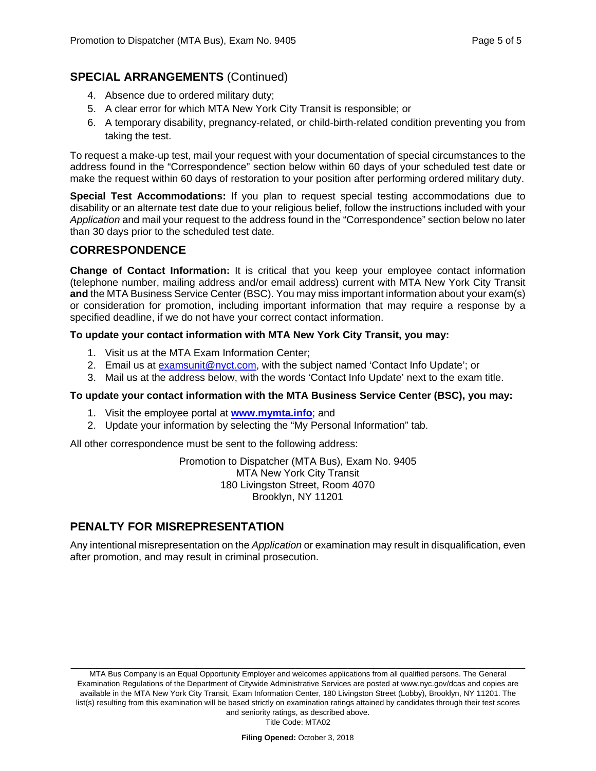## SPECIAL ARRANGEMENTS (Continued)

4. Absence due to ordered military duty;
5. A clear error for which MTA New York City Transit is responsible; or
6. A temporary disability, pregnancy-related, or child-birth-related condition preventing you from taking the test.

To request a make-up test, mail your request with your documentation of special circumstances to the address found in the "Correspondence" section below within 60 days of your scheduled test date or make the request within 60 days of restoration to your position after performing ordered military duty.

**Special Test Accommodations:** If you plan to request special testing accommodations due to disability or an alternate test date due to your religious belief, follow the instructions included with your *Application* and mail your request to the address found in the "Correspondence" section below no later than 30 days prior to the scheduled test date.

## CORRESPONDENCE

**Change of Contact Information:** It is critical that you keep your employee contact information (telephone number, mailing address and/or email address) current with MTA New York City Transit **and** the MTA Business Service Center (BSC). You may miss important information about your exam(s) or consideration for promotion, including important information that may require a response by a specified deadline, if we do not have your correct contact information.

**To update your contact information with MTA New York City Transit, you may:**

1. Visit us at the MTA Exam Information Center;
2. Email us at examsunit@nyct.com, with the subject named 'Contact Info Update'; or
3. Mail us at the address below, with the words 'Contact Info Update' next to the exam title.

**To update your contact information with the MTA Business Service Center (BSC), you may:**

1. Visit the employee portal at **www.mymta.info**; and
2. Update your information by selecting the "My Personal Information" tab.

All other correspondence must be sent to the following address:

Promotion to Dispatcher (MTA Bus), Exam No. 9405
MTA New York City Transit
180 Livingston Street, Room 4070
Brooklyn, NY 11201

## PENALTY FOR MISREPRESENTATION

Any intentional misrepresentation on the *Application* or examination may result in disqualification, even after promotion, and may result in criminal prosecution.

MTA Bus Company is an Equal Opportunity Employer and welcomes applications from all qualified persons. The General Examination Regulations of the Department of Citywide Administrative Services are posted at www.nyc.gov/dcas and copies are available in the MTA New York City Transit, Exam Information Center, 180 Livingston Street (Lobby), Brooklyn, NY 11201. The list(s) resulting from this examination will be based strictly on examination ratings attained by candidates through their test scores and seniority ratings, as described above.

Title Code: MTA02

**Filing Opened:** October 3, 2018